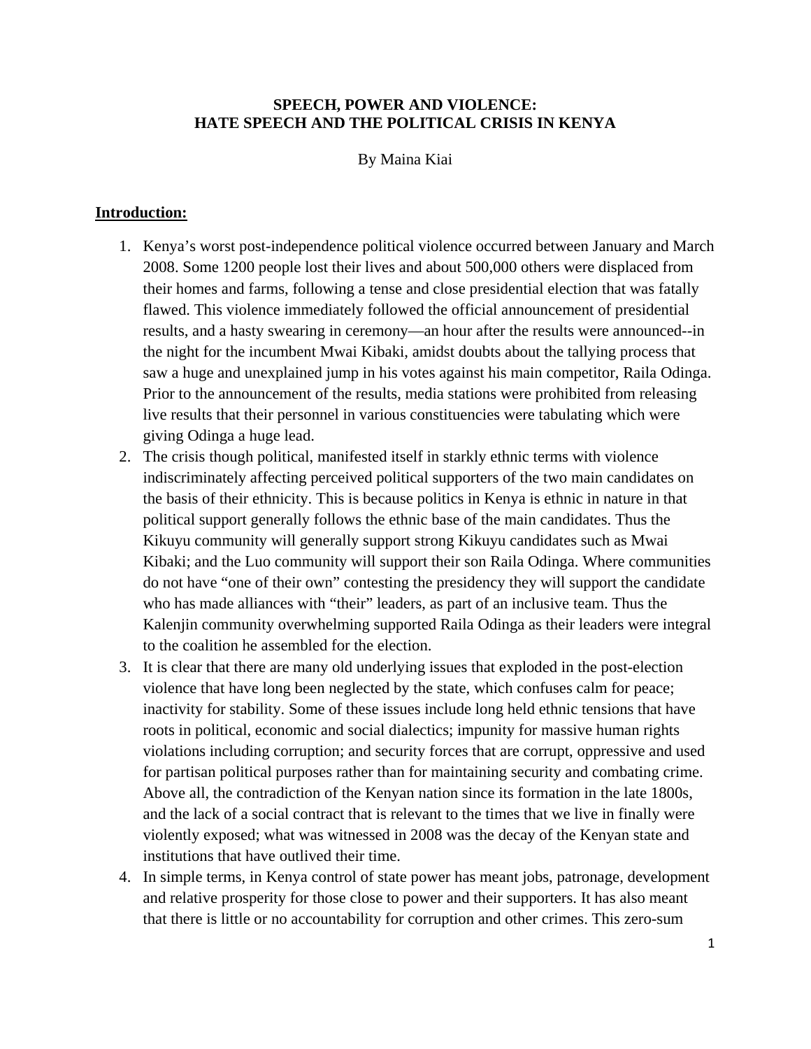# SPEECH, POWER AND VIOLENCE: HATE SPEECH AND THE POLITICAL CRISIS IN KENYA

By Maina Kiai

## Introduction:

1. Kenya's worst post-independence political violence occurred between January and March 2008. Some 1200 people lost their lives and about 500,000 others were displaced from their homes and farms, following a tense and close presidential election that was fatally flawed. This violence immediately followed the official announcement of presidential results, and a hasty swearing in ceremony—an hour after the results were announced--in the night for the incumbent Mwai Kibaki, amidst doubts about the tallying process that saw a huge and unexplained jump in his votes against his main competitor, Raila Odinga. Prior to the announcement of the results, media stations were prohibited from releasing live results that their personnel in various constituencies were tabulating which were giving Odinga a huge lead.
2. The crisis though political, manifested itself in starkly ethnic terms with violence indiscriminately affecting perceived political supporters of the two main candidates on the basis of their ethnicity. This is because politics in Kenya is ethnic in nature in that political support generally follows the ethnic base of the main candidates. Thus the Kikuyu community will generally support strong Kikuyu candidates such as Mwai Kibaki; and the Luo community will support their son Raila Odinga. Where communities do not have "one of their own" contesting the presidency they will support the candidate who has made alliances with "their" leaders, as part of an inclusive team. Thus the Kalenjin community overwhelming supported Raila Odinga as their leaders were integral to the coalition he assembled for the election.
3. It is clear that there are many old underlying issues that exploded in the post-election violence that have long been neglected by the state, which confuses calm for peace; inactivity for stability. Some of these issues include long held ethnic tensions that have roots in political, economic and social dialectics; impunity for massive human rights violations including corruption; and security forces that are corrupt, oppressive and used for partisan political purposes rather than for maintaining security and combating crime. Above all, the contradiction of the Kenyan nation since its formation in the late 1800s, and the lack of a social contract that is relevant to the times that we live in finally were violently exposed; what was witnessed in 2008 was the decay of the Kenyan state and institutions that have outlived their time.
4. In simple terms, in Kenya control of state power has meant jobs, patronage, development and relative prosperity for those close to power and their supporters. It has also meant that there is little or no accountability for corruption and other crimes. This zero-sum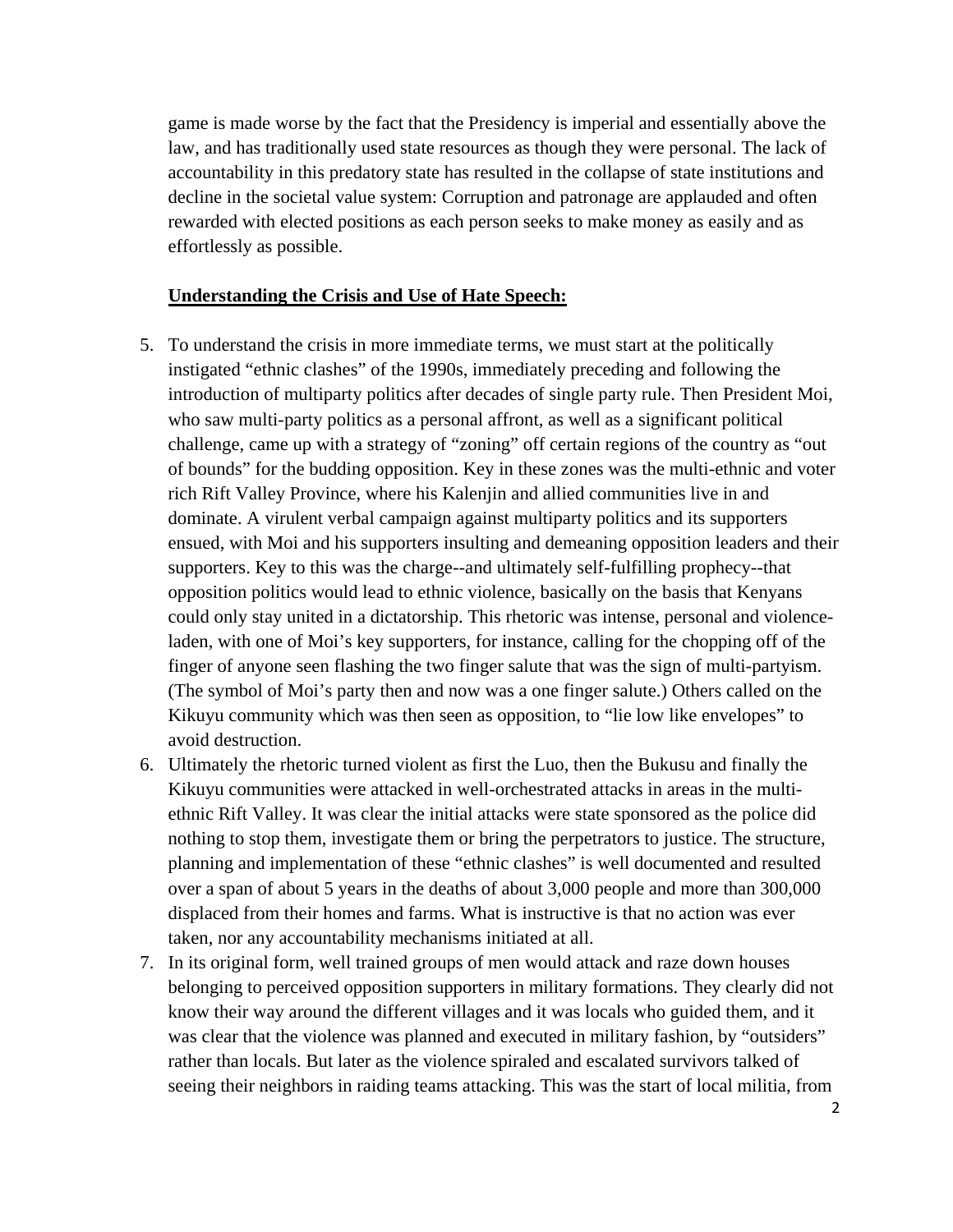game is made worse by the fact that the Presidency is imperial and essentially above the law, and has traditionally used state resources as though they were personal. The lack of accountability in this predatory state has resulted in the collapse of state institutions and decline in the societal value system: Corruption and patronage are applauded and often rewarded with elected positions as each person seeks to make money as easily and as effortlessly as possible.

**Understanding the Crisis and Use of Hate Speech:**

5. To understand the crisis in more immediate terms, we must start at the politically instigated "ethnic clashes" of the 1990s, immediately preceding and following the introduction of multiparty politics after decades of single party rule. Then President Moi, who saw multi-party politics as a personal affront, as well as a significant political challenge, came up with a strategy of "zoning" off certain regions of the country as "out of bounds" for the budding opposition. Key in these zones was the multi-ethnic and voter rich Rift Valley Province, where his Kalenjin and allied communities live in and dominate. A virulent verbal campaign against multiparty politics and its supporters ensued, with Moi and his supporters insulting and demeaning opposition leaders and their supporters. Key to this was the charge--and ultimately self-fulfilling prophecy--that opposition politics would lead to ethnic violence, basically on the basis that Kenyans could only stay united in a dictatorship. This rhetoric was intense, personal and violence-laden, with one of Moi's key supporters, for instance, calling for the chopping off of the finger of anyone seen flashing the two finger salute that was the sign of multi-partyism. (The symbol of Moi's party then and now was a one finger salute.) Others called on the Kikuyu community which was then seen as opposition, to "lie low like envelopes" to avoid destruction.
6. Ultimately the rhetoric turned violent as first the Luo, then the Bukusu and finally the Kikuyu communities were attacked in well-orchestrated attacks in areas in the multi-ethnic Rift Valley. It was clear the initial attacks were state sponsored as the police did nothing to stop them, investigate them or bring the perpetrators to justice. The structure, planning and implementation of these "ethnic clashes" is well documented and resulted over a span of about 5 years in the deaths of about 3,000 people and more than 300,000 displaced from their homes and farms. What is instructive is that no action was ever taken, nor any accountability mechanisms initiated at all.
7. In its original form, well trained groups of men would attack and raze down houses belonging to perceived opposition supporters in military formations. They clearly did not know their way around the different villages and it was locals who guided them, and it was clear that the violence was planned and executed in military fashion, by "outsiders" rather than locals. But later as the violence spiraled and escalated survivors talked of seeing their neighbors in raiding teams attacking. This was the start of local militia, from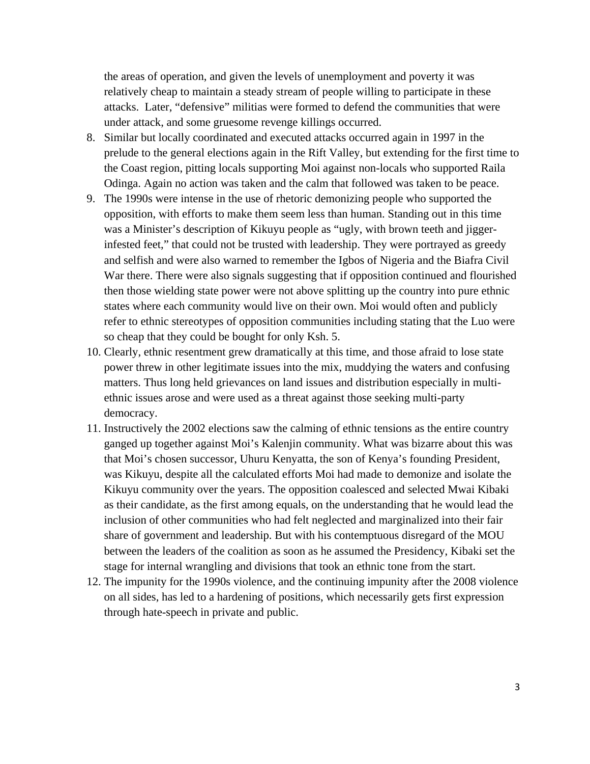the areas of operation, and given the levels of unemployment and poverty it was relatively cheap to maintain a steady stream of people willing to participate in these attacks. Later, "defensive" militias were formed to defend the communities that were under attack, and some gruesome revenge killings occurred.

8. Similar but locally coordinated and executed attacks occurred again in 1997 in the prelude to the general elections again in the Rift Valley, but extending for the first time to the Coast region, pitting locals supporting Moi against non-locals who supported Raila Odinga. Again no action was taken and the calm that followed was taken to be peace.
9. The 1990s were intense in the use of rhetoric demonizing people who supported the opposition, with efforts to make them seem less than human. Standing out in this time was a Minister's description of Kikuyu people as "ugly, with brown teeth and jigger-infested feet," that could not be trusted with leadership. They were portrayed as greedy and selfish and were also warned to remember the Igbos of Nigeria and the Biafra Civil War there. There were also signals suggesting that if opposition continued and flourished then those wielding state power were not above splitting up the country into pure ethnic states where each community would live on their own. Moi would often and publicly refer to ethnic stereotypes of opposition communities including stating that the Luo were so cheap that they could be bought for only Ksh. 5.
10. Clearly, ethnic resentment grew dramatically at this time, and those afraid to lose state power threw in other legitimate issues into the mix, muddying the waters and confusing matters. Thus long held grievances on land issues and distribution especially in multi-ethnic issues arose and were used as a threat against those seeking multi-party democracy.
11. Instructively the 2002 elections saw the calming of ethnic tensions as the entire country ganged up together against Moi's Kalenjin community. What was bizarre about this was that Moi's chosen successor, Uhuru Kenyatta, the son of Kenya's founding President, was Kikuyu, despite all the calculated efforts Moi had made to demonize and isolate the Kikuyu community over the years. The opposition coalesced and selected Mwai Kibaki as their candidate, as the first among equals, on the understanding that he would lead the inclusion of other communities who had felt neglected and marginalized into their fair share of government and leadership. But with his contemptuous disregard of the MOU between the leaders of the coalition as soon as he assumed the Presidency, Kibaki set the stage for internal wrangling and divisions that took an ethnic tone from the start.
12. The impunity for the 1990s violence, and the continuing impunity after the 2008 violence on all sides, has led to a hardening of positions, which necessarily gets first expression through hate-speech in private and public.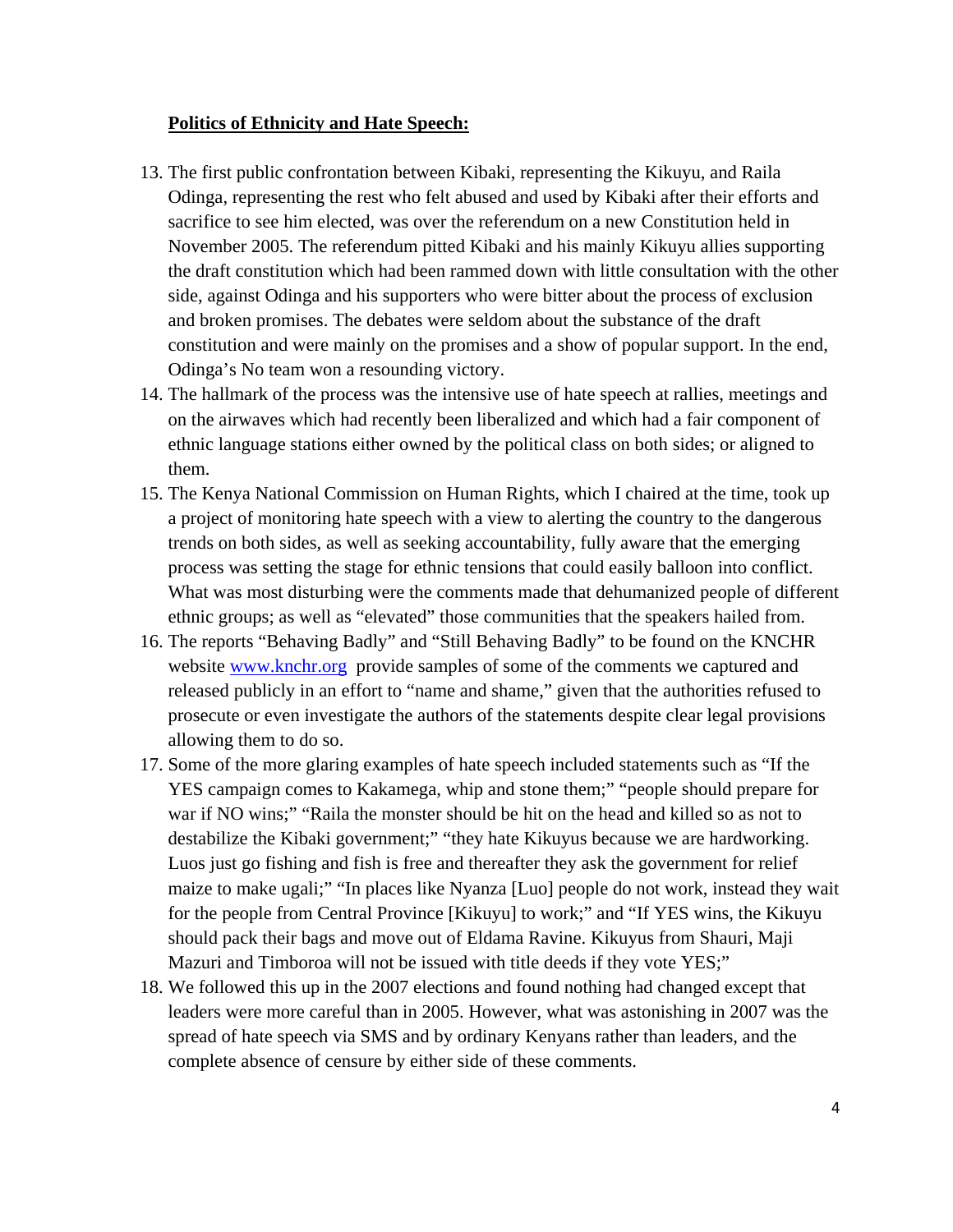**Politics of Ethnicity and Hate Speech:**

13. The first public confrontation between Kibaki, representing the Kikuyu, and Raila Odinga, representing the rest who felt abused and used by Kibaki after their efforts and sacrifice to see him elected, was over the referendum on a new Constitution held in November 2005. The referendum pitted Kibaki and his mainly Kikuyu allies supporting the draft constitution which had been rammed down with little consultation with the other side, against Odinga and his supporters who were bitter about the process of exclusion and broken promises. The debates were seldom about the substance of the draft constitution and were mainly on the promises and a show of popular support. In the end, Odinga's No team won a resounding victory.
14. The hallmark of the process was the intensive use of hate speech at rallies, meetings and on the airwaves which had recently been liberalized and which had a fair component of ethnic language stations either owned by the political class on both sides; or aligned to them.
15. The Kenya National Commission on Human Rights, which I chaired at the time, took up a project of monitoring hate speech with a view to alerting the country to the dangerous trends on both sides, as well as seeking accountability, fully aware that the emerging process was setting the stage for ethnic tensions that could easily balloon into conflict. What was most disturbing were the comments made that dehumanized people of different ethnic groups; as well as "elevated" those communities that the speakers hailed from.
16. The reports "Behaving Badly" and "Still Behaving Badly" to be found on the KNCHR website [www.knchr.org](http://www.knchr.org) provide samples of some of the comments we captured and released publicly in an effort to "name and shame," given that the authorities refused to prosecute or even investigate the authors of the statements despite clear legal provisions allowing them to do so.
17. Some of the more glaring examples of hate speech included statements such as "If the YES campaign comes to Kakamega, whip and stone them;" "people should prepare for war if NO wins;" "Raila the monster should be hit on the head and killed so as not to destabilize the Kibaki government;" "they hate Kikuyus because we are hardworking. Luos just go fishing and fish is free and thereafter they ask the government for relief maize to make ugali;" "In places like Nyanza [Luo] people do not work, instead they wait for the people from Central Province [Kikuyu] to work;" and "If YES wins, the Kikuyu should pack their bags and move out of Eldama Ravine. Kikuyus from Shauri, Maji Mazuri and Timboroa will not be issued with title deeds if they vote YES;"
18. We followed this up in the 2007 elections and found nothing had changed except that leaders were more careful than in 2005. However, what was astonishing in 2007 was the spread of hate speech via SMS and by ordinary Kenyans rather than leaders, and the complete absence of censure by either side of these comments.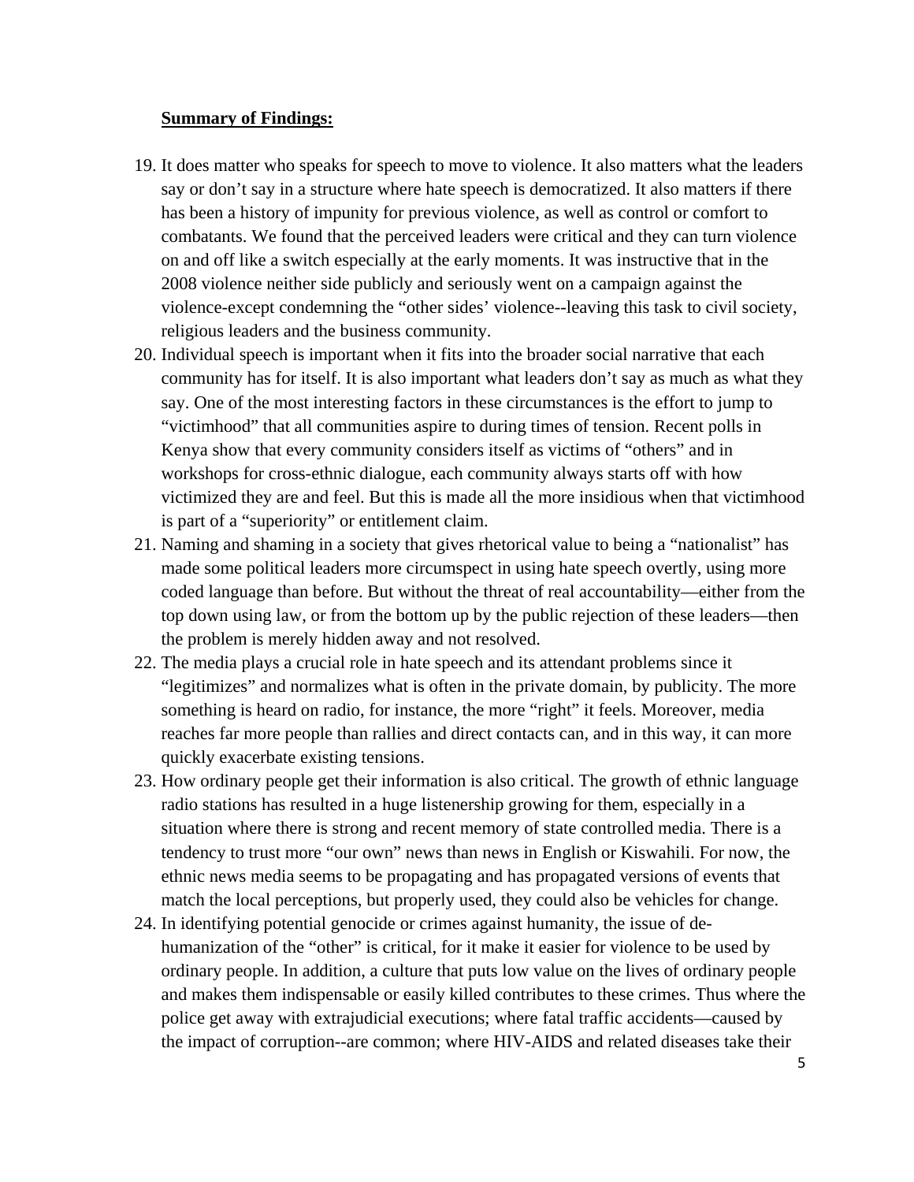**Summary of Findings:**

19. It does matter who speaks for speech to move to violence. It also matters what the leaders say or don't say in a structure where hate speech is democratized. It also matters if there has been a history of impunity for previous violence, as well as control or comfort to combatants. We found that the perceived leaders were critical and they can turn violence on and off like a switch especially at the early moments. It was instructive that in the 2008 violence neither side publicly and seriously went on a campaign against the violence-except condemning the "other sides' violence--leaving this task to civil society, religious leaders and the business community.
20. Individual speech is important when it fits into the broader social narrative that each community has for itself. It is also important what leaders don't say as much as what they say. One of the most interesting factors in these circumstances is the effort to jump to "victimhood" that all communities aspire to during times of tension. Recent polls in Kenya show that every community considers itself as victims of "others" and in workshops for cross-ethnic dialogue, each community always starts off with how victimized they are and feel. But this is made all the more insidious when that victimhood is part of a "superiority" or entitlement claim.
21. Naming and shaming in a society that gives rhetorical value to being a "nationalist" has made some political leaders more circumspect in using hate speech overtly, using more coded language than before. But without the threat of real accountability—either from the top down using law, or from the bottom up by the public rejection of these leaders—then the problem is merely hidden away and not resolved.
22. The media plays a crucial role in hate speech and its attendant problems since it "legitimizes" and normalizes what is often in the private domain, by publicity. The more something is heard on radio, for instance, the more "right" it feels. Moreover, media reaches far more people than rallies and direct contacts can, and in this way, it can more quickly exacerbate existing tensions.
23. How ordinary people get their information is also critical. The growth of ethnic language radio stations has resulted in a huge listenership growing for them, especially in a situation where there is strong and recent memory of state controlled media. There is a tendency to trust more "our own" news than news in English or Kiswahili. For now, the ethnic news media seems to be propagating and has propagated versions of events that match the local perceptions, but properly used, they could also be vehicles for change.
24. In identifying potential genocide or crimes against humanity, the issue of de-humanization of the "other" is critical, for it make it easier for violence to be used by ordinary people. In addition, a culture that puts low value on the lives of ordinary people and makes them indispensable or easily killed contributes to these crimes. Thus where the police get away with extrajudicial executions; where fatal traffic accidents—caused by the impact of corruption--are common; where HIV-AIDS and related diseases take their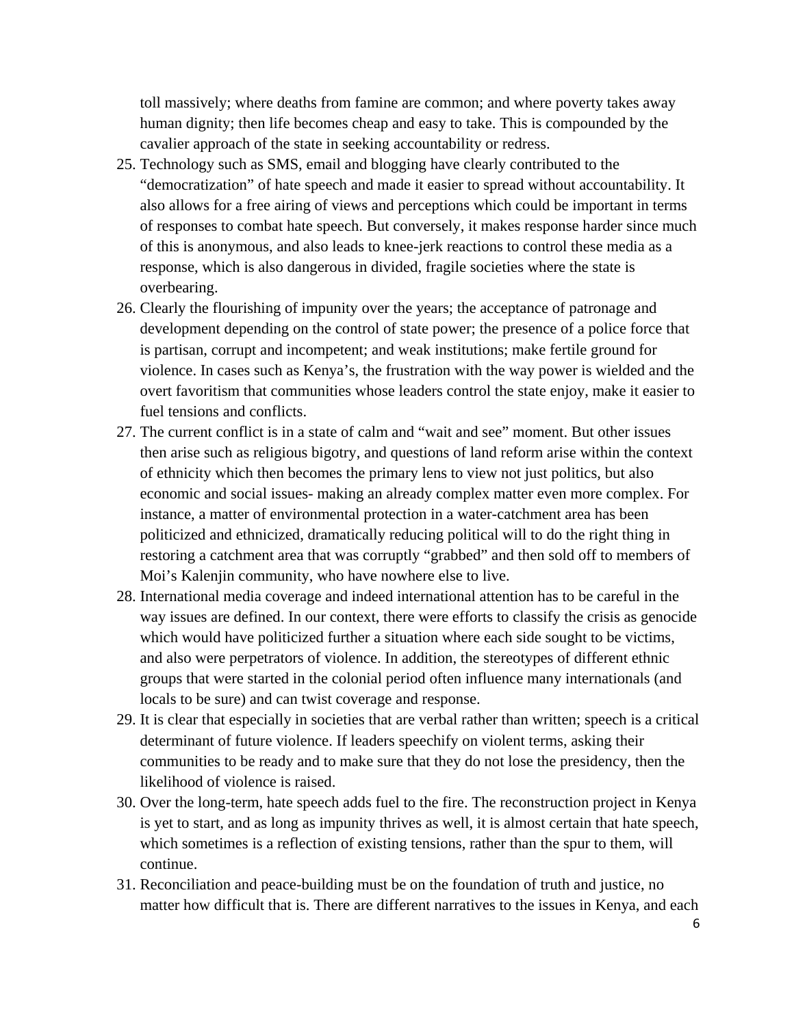toll massively; where deaths from famine are common; and where poverty takes away human dignity; then life becomes cheap and easy to take. This is compounded by the cavalier approach of the state in seeking accountability or redress.

25. Technology such as SMS, email and blogging have clearly contributed to the "democratization" of hate speech and made it easier to spread without accountability. It also allows for a free airing of views and perceptions which could be important in terms of responses to combat hate speech. But conversely, it makes response harder since much of this is anonymous, and also leads to knee-jerk reactions to control these media as a response, which is also dangerous in divided, fragile societies where the state is overbearing.
26. Clearly the flourishing of impunity over the years; the acceptance of patronage and development depending on the control of state power; the presence of a police force that is partisan, corrupt and incompetent; and weak institutions; make fertile ground for violence. In cases such as Kenya's, the frustration with the way power is wielded and the overt favoritism that communities whose leaders control the state enjoy, make it easier to fuel tensions and conflicts.
27. The current conflict is in a state of calm and "wait and see" moment. But other issues then arise such as religious bigotry, and questions of land reform arise within the context of ethnicity which then becomes the primary lens to view not just politics, but also economic and social issues- making an already complex matter even more complex. For instance, a matter of environmental protection in a water-catchment area has been politicized and ethnicized, dramatically reducing political will to do the right thing in restoring a catchment area that was corruptly "grabbed" and then sold off to members of Moi's Kalenjin community, who have nowhere else to live.
28. International media coverage and indeed international attention has to be careful in the way issues are defined. In our context, there were efforts to classify the crisis as genocide which would have politicized further a situation where each side sought to be victims, and also were perpetrators of violence. In addition, the stereotypes of different ethnic groups that were started in the colonial period often influence many internationals (and locals to be sure) and can twist coverage and response.
29. It is clear that especially in societies that are verbal rather than written; speech is a critical determinant of future violence. If leaders speechify on violent terms, asking their communities to be ready and to make sure that they do not lose the presidency, then the likelihood of violence is raised.
30. Over the long-term, hate speech adds fuel to the fire. The reconstruction project in Kenya is yet to start, and as long as impunity thrives as well, it is almost certain that hate speech, which sometimes is a reflection of existing tensions, rather than the spur to them, will continue.
31. Reconciliation and peace-building must be on the foundation of truth and justice, no matter how difficult that is. There are different narratives to the issues in Kenya, and each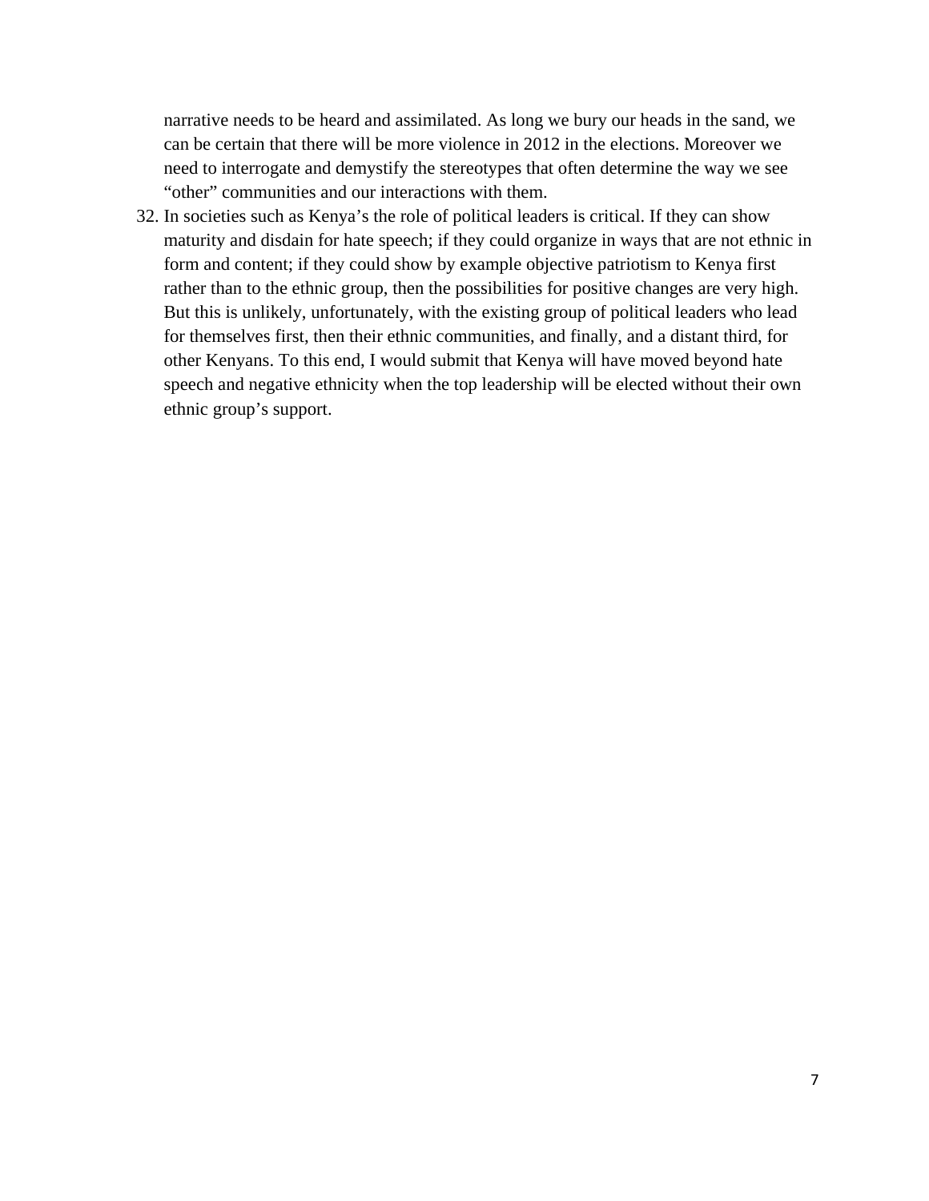narrative needs to be heard and assimilated. As long we bury our heads in the sand, we can be certain that there will be more violence in 2012 in the elections. Moreover we need to interrogate and demystify the stereotypes that often determine the way we see "other" communities and our interactions with them.

32. In societies such as Kenya's the role of political leaders is critical. If they can show maturity and disdain for hate speech; if they could organize in ways that are not ethnic in form and content; if they could show by example objective patriotism to Kenya first rather than to the ethnic group, then the possibilities for positive changes are very high. But this is unlikely, unfortunately, with the existing group of political leaders who lead for themselves first, then their ethnic communities, and finally, and a distant third, for other Kenyans. To this end, I would submit that Kenya will have moved beyond hate speech and negative ethnicity when the top leadership will be elected without their own ethnic group's support.